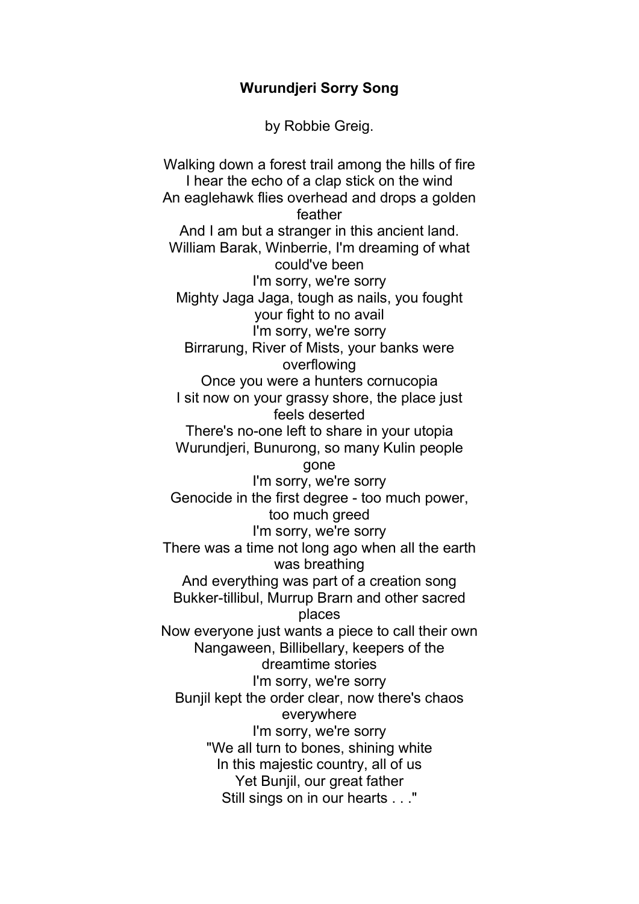**Wurundjeri Sorry Song**

by Robbie Greig.

Walking down a forest trail among the hills of fire
I hear the echo of a clap stick on the wind
An eaglehawk flies overhead and drops a golden feather
And I am but a stranger in this ancient land.
William Barak, Winberrie, I'm dreaming of what could've been
I'm sorry, we're sorry
Mighty Jaga Jaga, tough as nails, you fought your fight to no avail
I'm sorry, we're sorry
Birrarung, River of Mists, your banks were overflowing
Once you were a hunters cornucopia
I sit now on your grassy shore, the place just feels deserted
There's no-one left to share in your utopia
Wurundjeri, Bunurong, so many Kulin people gone
I'm sorry, we're sorry
Genocide in the first degree - too much power, too much greed
I'm sorry, we're sorry
There was a time not long ago when all the earth was breathing
And everything was part of a creation song
Bukker-tillibul, Murrup Brarn and other sacred places
Now everyone just wants a piece to call their own
Nangaween, Billibellary, keepers of the dreamtime stories
I'm sorry, we're sorry
Bunjil kept the order clear, now there's chaos everywhere
I'm sorry, we're sorry
"We all turn to bones, shining white
In this majestic country, all of us
Yet Bunjil, our great father
Still sings on in our hearts . . ."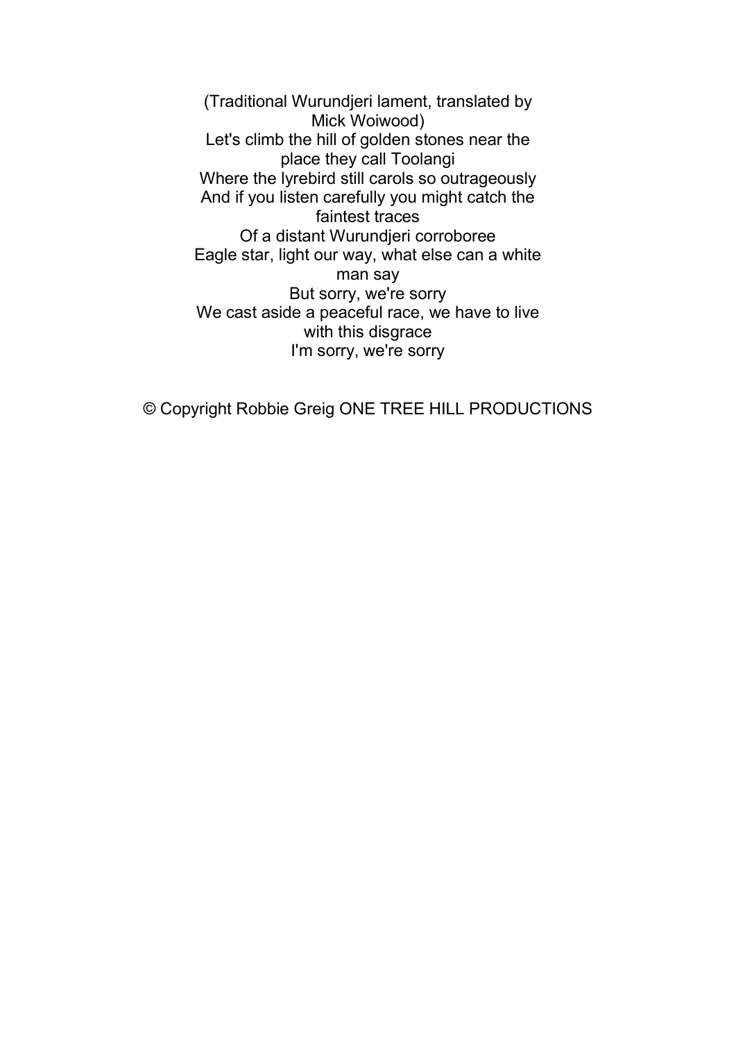(Traditional Wurundjeri lament, translated by Mick Woiwood)

Let's climb the hill of golden stones near the place they call Toolangi
Where the lyrebird still carols so outrageously
And if you listen carefully you might catch the faintest traces
Of a distant Wurundjeri corroboree
Eagle star, light our way, what else can a white man say
But sorry, we're sorry
We cast aside a peaceful race, we have to live with this disgrace
I'm sorry, we're sorry

© Copyright Robbie Greig ONE TREE HILL PRODUCTIONS